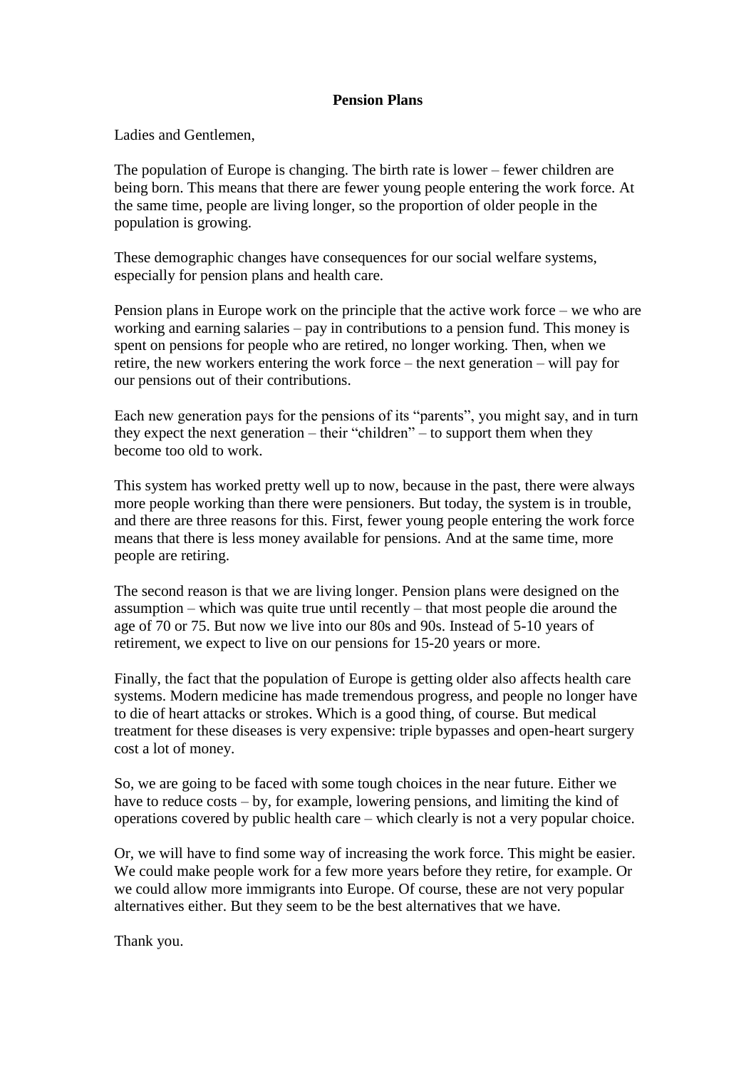# Pension Plans

Ladies and Gentlemen,

The population of Europe is changing. The birth rate is lower – fewer children are being born. This means that there are fewer young people entering the work force. At the same time, people are living longer, so the proportion of older people in the population is growing.

These demographic changes have consequences for our social welfare systems, especially for pension plans and health care.

Pension plans in Europe work on the principle that the active work force – we who are working and earning salaries – pay in contributions to a pension fund. This money is spent on pensions for people who are retired, no longer working. Then, when we retire, the new workers entering the work force – the next generation – will pay for our pensions out of their contributions.

Each new generation pays for the pensions of its "parents", you might say, and in turn they expect the next generation – their "children" – to support them when they become too old to work.

This system has worked pretty well up to now, because in the past, there were always more people working than there were pensioners. But today, the system is in trouble, and there are three reasons for this. First, fewer young people entering the work force means that there is less money available for pensions. And at the same time, more people are retiring.

The second reason is that we are living longer. Pension plans were designed on the assumption – which was quite true until recently – that most people die around the age of 70 or 75. But now we live into our 80s and 90s. Instead of 5-10 years of retirement, we expect to live on our pensions for 15-20 years or more.

Finally, the fact that the population of Europe is getting older also affects health care systems. Modern medicine has made tremendous progress, and people no longer have to die of heart attacks or strokes. Which is a good thing, of course. But medical treatment for these diseases is very expensive: triple bypasses and open-heart surgery cost a lot of money.

So, we are going to be faced with some tough choices in the near future. Either we have to reduce costs – by, for example, lowering pensions, and limiting the kind of operations covered by public health care – which clearly is not a very popular choice.

Or, we will have to find some way of increasing the work force. This might be easier. We could make people work for a few more years before they retire, for example. Or we could allow more immigrants into Europe. Of course, these are not very popular alternatives either. But they seem to be the best alternatives that we have.

Thank you.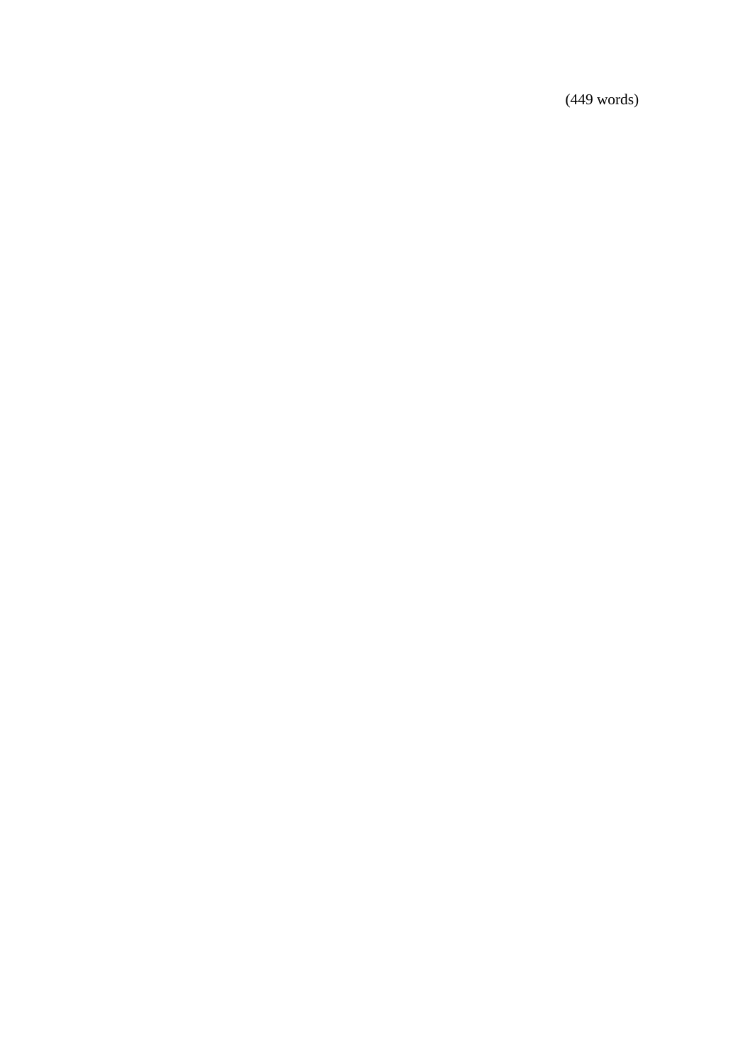(449 words)